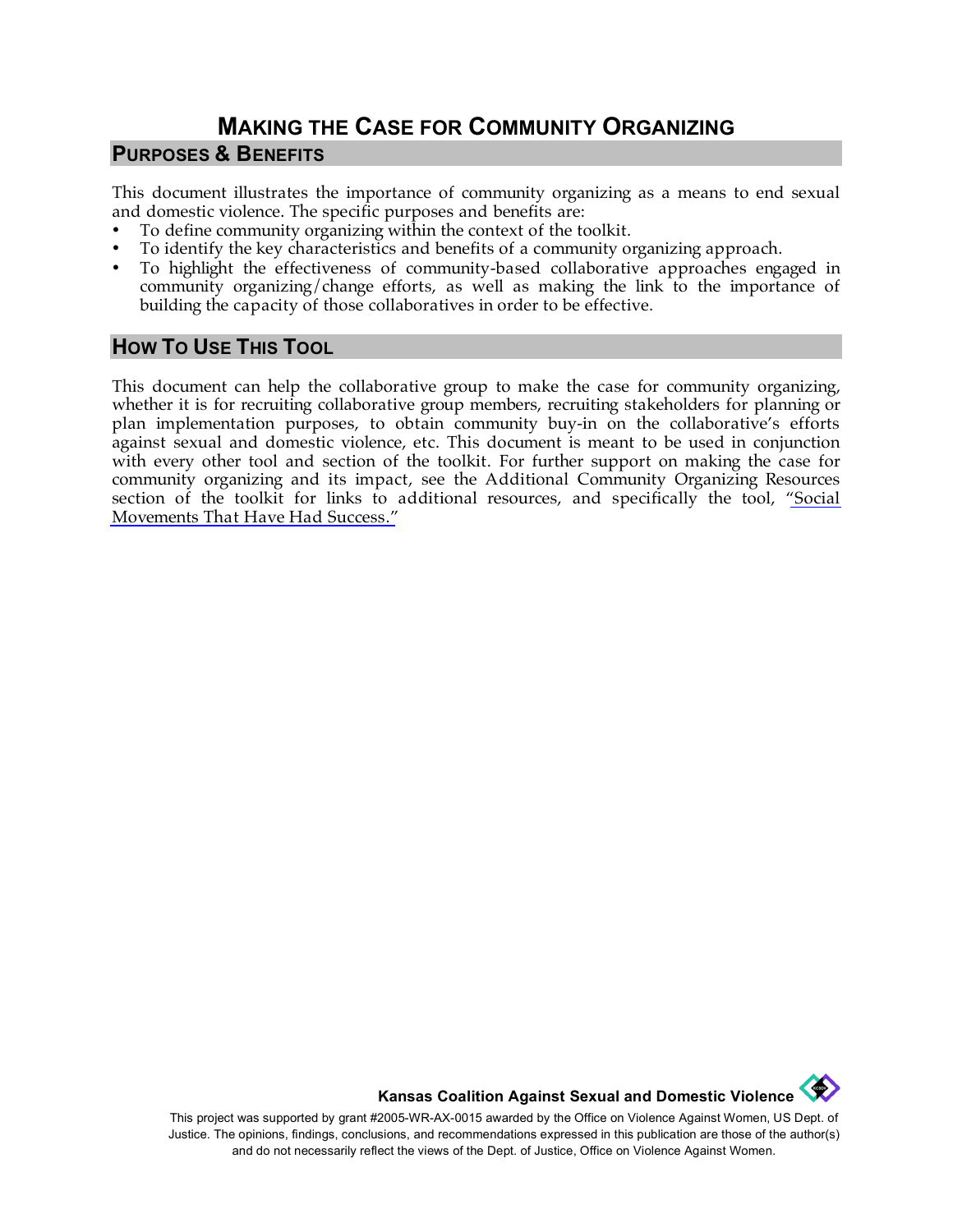# MAKING THE CASE FOR COMMUNITY ORGANIZING

## PURPOSES & BENEFITS

This document illustrates the importance of community organizing as a means to end sexual and domestic violence. The specific purposes and benefits are:

- To define community organizing within the context of the toolkit.
- To identify the key characteristics and benefits of a community organizing approach.
- To highlight the effectiveness of community-based collaborative approaches engaged in community organizing/change efforts, as well as making the link to the importance of building the capacity of those collaboratives in order to be effective.

## HOW TO USE THIS TOOL

This document can help the collaborative group to make the case for community organizing, whether it is for recruiting collaborative group members, recruiting stakeholders for planning or plan implementation purposes, to obtain community buy-in on the collaborative's efforts against sexual and domestic violence, etc. This document is meant to be used in conjunction with every other tool and section of the toolkit. For further support on making the case for community organizing and its impact, see the Additional Community Organizing Resources section of the toolkit for links to additional resources, and specifically the tool, "Social Movements That Have Had Success."

**Kansas Coalition Against Sexual and Domestic Violence**

This project was supported by grant #2005-WR-AX-0015 awarded by the Office on Violence Against Women, US Dept. of Justice. The opinions, findings, conclusions, and recommendations expressed in this publication are those of the author(s) and do not necessarily reflect the views of the Dept. of Justice, Office on Violence Against Women.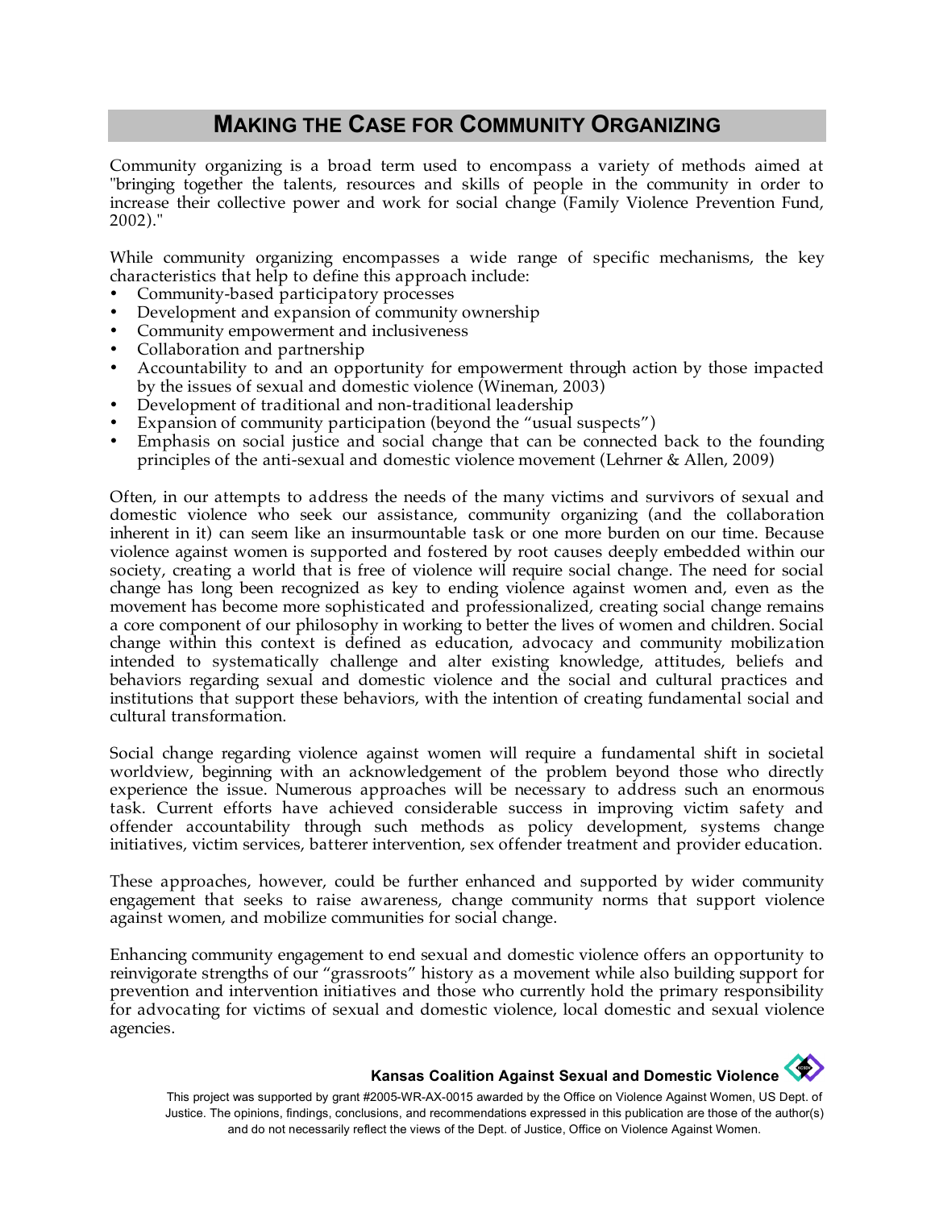## MAKING THE CASE FOR COMMUNITY ORGANIZING

Community organizing is a broad term used to encompass a variety of methods aimed at "bringing together the talents, resources and skills of people in the community in order to increase their collective power and work for social change (Family Violence Prevention Fund, 2002)."

While community organizing encompasses a wide range of specific mechanisms, the key characteristics that help to define this approach include:

- Community-based participatory processes
- Development and expansion of community ownership
- Community empowerment and inclusiveness
- Collaboration and partnership
- Accountability to and an opportunity for empowerment through action by those impacted by the issues of sexual and domestic violence (Wineman, 2003)
- Development of traditional and non-traditional leadership
- Expansion of community participation (beyond the "usual suspects")
- Emphasis on social justice and social change that can be connected back to the founding principles of the anti-sexual and domestic violence movement (Lehrner & Allen, 2009)

Often, in our attempts to address the needs of the many victims and survivors of sexual and domestic violence who seek our assistance, community organizing (and the collaboration inherent in it) can seem like an insurmountable task or one more burden on our time. Because violence against women is supported and fostered by root causes deeply embedded within our society, creating a world that is free of violence will require social change. The need for social change has long been recognized as key to ending violence against women and, even as the movement has become more sophisticated and professionalized, creating social change remains a core component of our philosophy in working to better the lives of women and children. Social change within this context is defined as education, advocacy and community mobilization intended to systematically challenge and alter existing knowledge, attitudes, beliefs and behaviors regarding sexual and domestic violence and the social and cultural practices and institutions that support these behaviors, with the intention of creating fundamental social and cultural transformation.

Social change regarding violence against women will require a fundamental shift in societal worldview, beginning with an acknowledgement of the problem beyond those who directly experience the issue. Numerous approaches will be necessary to address such an enormous task. Current efforts have achieved considerable success in improving victim safety and offender accountability through such methods as policy development, systems change initiatives, victim services, batterer intervention, sex offender treatment and provider education.

These approaches, however, could be further enhanced and supported by wider community engagement that seeks to raise awareness, change community norms that support violence against women, and mobilize communities for social change.

Enhancing community engagement to end sexual and domestic violence offers an opportunity to reinvigorate strengths of our "grassroots" history as a movement while also building support for prevention and intervention initiatives and those who currently hold the primary responsibility for advocating for victims of sexual and domestic violence, local domestic and sexual violence agencies.

**Kansas Coalition Against Sexual and Domestic Violence**

This project was supported by grant #2005-WR-AX-0015 awarded by the Office on Violence Against Women, US Dept. of Justice. The opinions, findings, conclusions, and recommendations expressed in this publication are those of the author(s) and do not necessarily reflect the views of the Dept. of Justice, Office on Violence Against Women.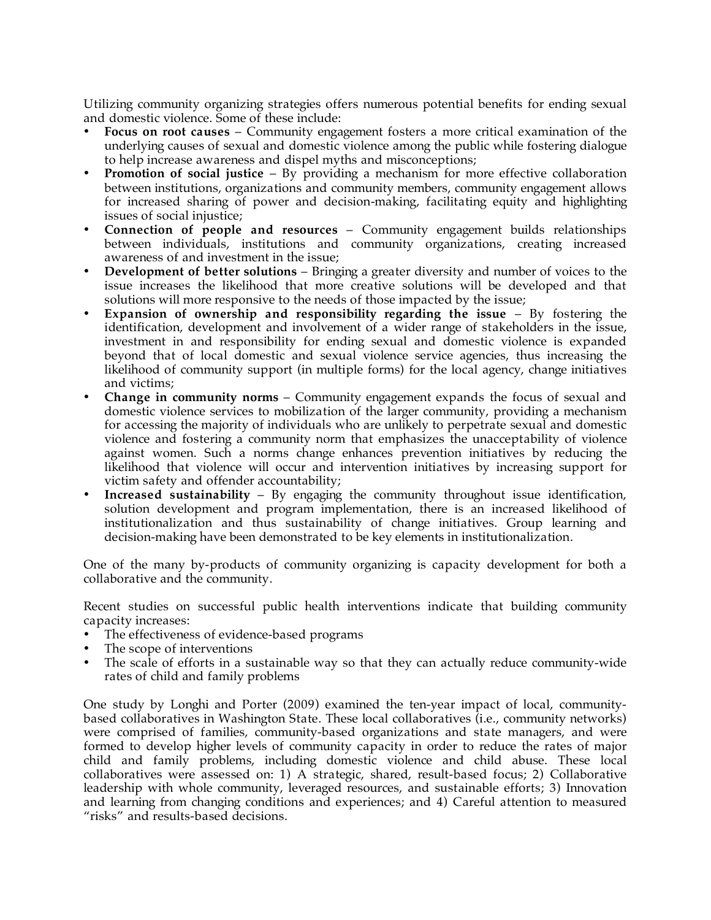Utilizing community organizing strategies offers numerous potential benefits for ending sexual and domestic violence. Some of these include:

- **Focus on root causes** – Community engagement fosters a more critical examination of the underlying causes of sexual and domestic violence among the public while fostering dialogue to help increase awareness and dispel myths and misconceptions;
- **Promotion of social justice** – By providing a mechanism for more effective collaboration between institutions, organizations and community members, community engagement allows for increased sharing of power and decision-making, facilitating equity and highlighting issues of social injustice;
- **Connection of people and resources** – Community engagement builds relationships between individuals, institutions and community organizations, creating increased awareness of and investment in the issue;
- **Development of better solutions** – Bringing a greater diversity and number of voices to the issue increases the likelihood that more creative solutions will be developed and that solutions will more responsive to the needs of those impacted by the issue;
- **Expansion of ownership and responsibility regarding the issue** – By fostering the identification, development and involvement of a wider range of stakeholders in the issue, investment in and responsibility for ending sexual and domestic violence is expanded beyond that of local domestic and sexual violence service agencies, thus increasing the likelihood of community support (in multiple forms) for the local agency, change initiatives and victims;
- **Change in community norms** – Community engagement expands the focus of sexual and domestic violence services to mobilization of the larger community, providing a mechanism for accessing the majority of individuals who are unlikely to perpetrate sexual and domestic violence and fostering a community norm that emphasizes the unacceptability of violence against women. Such a norms change enhances prevention initiatives by reducing the likelihood that violence will occur and intervention initiatives by increasing support for victim safety and offender accountability;
- **Increased sustainability** – By engaging the community throughout issue identification, solution development and program implementation, there is an increased likelihood of institutionalization and thus sustainability of change initiatives. Group learning and decision-making have been demonstrated to be key elements in institutionalization.

One of the many by-products of community organizing is capacity development for both a collaborative and the community.

Recent studies on successful public health interventions indicate that building community capacity increases:

- The effectiveness of evidence-based programs
- The scope of interventions
- The scale of efforts in a sustainable way so that they can actually reduce community-wide rates of child and family problems

One study by Longhi and Porter (2009) examined the ten-year impact of local, community-based collaboratives in Washington State. These local collaboratives (i.e., community networks) were comprised of families, community-based organizations and state managers, and were formed to develop higher levels of community capacity in order to reduce the rates of major child and family problems, including domestic violence and child abuse. These local collaboratives were assessed on: 1) A strategic, shared, result-based focus; 2) Collaborative leadership with whole community, leveraged resources, and sustainable efforts; 3) Innovation and learning from changing conditions and experiences; and 4) Careful attention to measured "risks" and results-based decisions.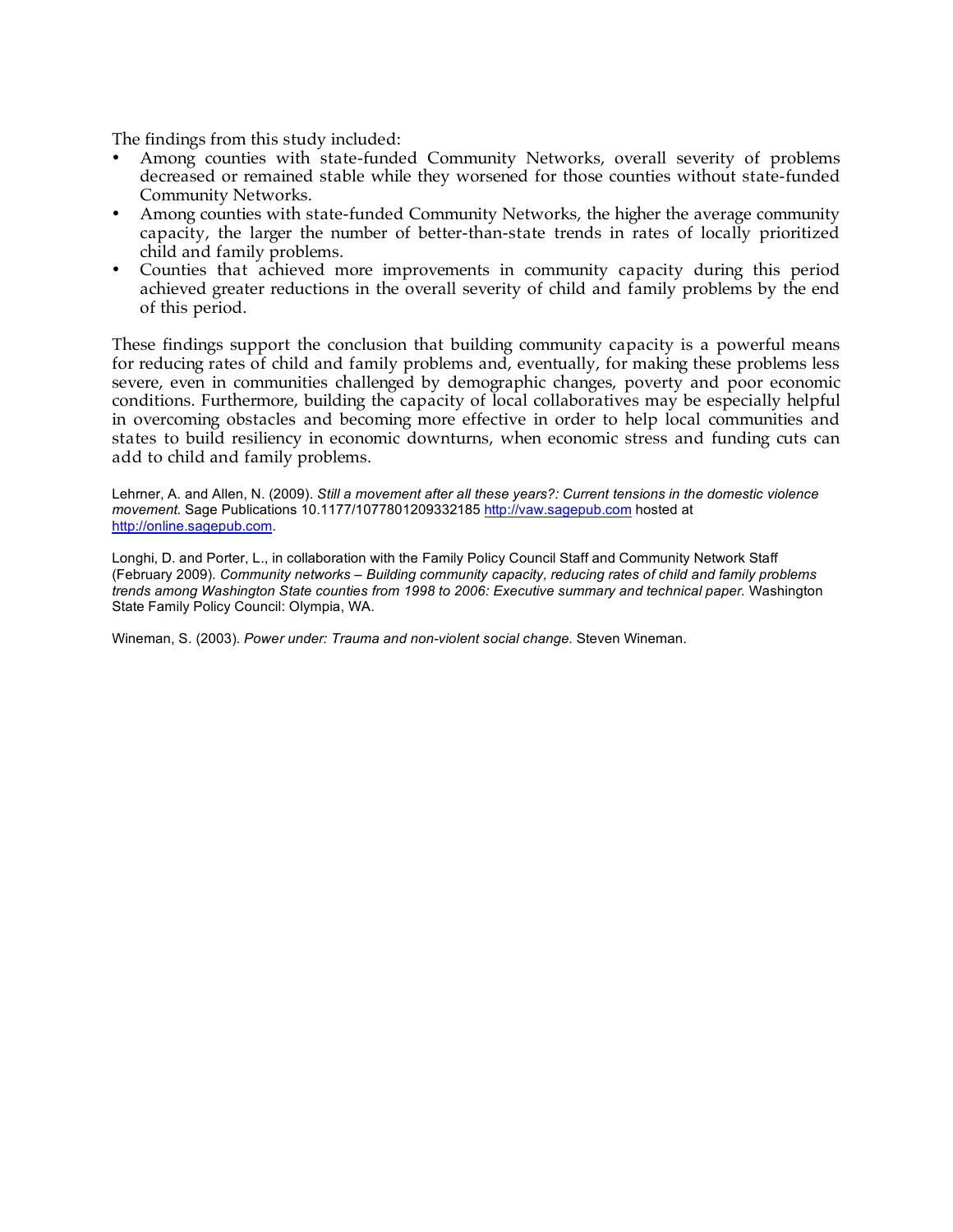The findings from this study included:

- Among counties with state-funded Community Networks, overall severity of problems decreased or remained stable while they worsened for those counties without state-funded Community Networks.
- Among counties with state-funded Community Networks, the higher the average community capacity, the larger the number of better-than-state trends in rates of locally prioritized child and family problems.
- Counties that achieved more improvements in community capacity during this period achieved greater reductions in the overall severity of child and family problems by the end of this period.

These findings support the conclusion that building community capacity is a powerful means for reducing rates of child and family problems and, eventually, for making these problems less severe, even in communities challenged by demographic changes, poverty and poor economic conditions. Furthermore, building the capacity of local collaboratives may be especially helpful in overcoming obstacles and becoming more effective in order to help local communities and states to build resiliency in economic downturns, when economic stress and funding cuts can add to child and family problems.

Lehrner, A. and Allen, N. (2009). *Still a movement after all these years?: Current tensions in the domestic violence movement.* Sage Publications 10.1177/1077801209332185 http://vaw.sagepub.com hosted at http://online.sagepub.com.

Longhi, D. and Porter, L., in collaboration with the Family Policy Council Staff and Community Network Staff (February 2009). *Community networks – Building community capacity, reducing rates of child and family problems trends among Washington State counties from 1998 to 2006: Executive summary and technical paper.* Washington State Family Policy Council: Olympia, WA.

Wineman, S. (2003). *Power under: Trauma and non-violent social change.* Steven Wineman.